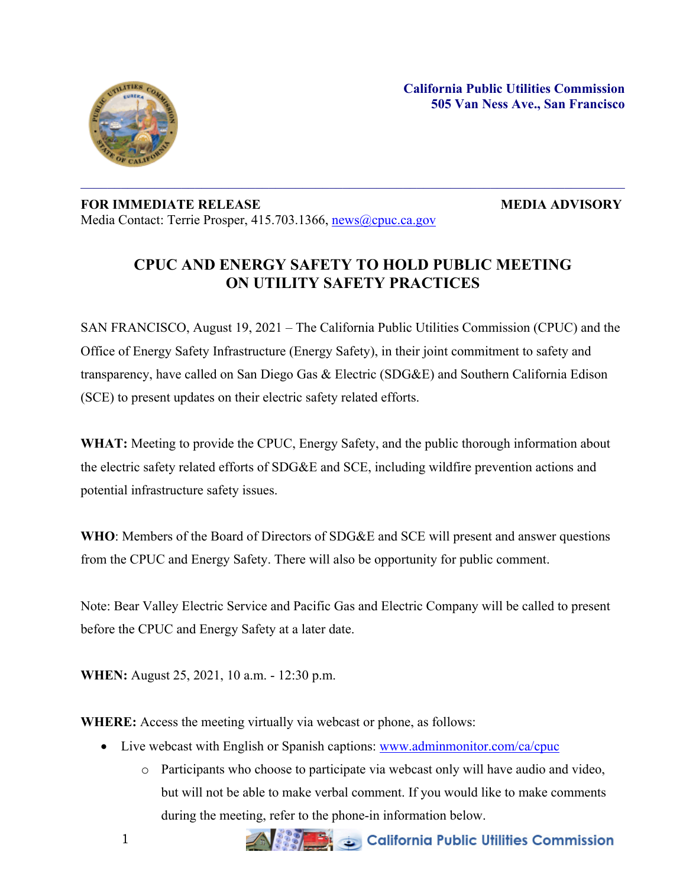California Public Utilities Commission
505 Van Ness Ave., San Francisco

**FOR IMMEDIATE RELEASE** **MEDIA ADVISORY**
Media Contact: Terrie Prosper, 415.703.1366, news@cpuc.ca.gov

# CPUC AND ENERGY SAFETY TO HOLD PUBLIC MEETING ON UTILITY SAFETY PRACTICES

SAN FRANCISCO, August 19, 2021 – The California Public Utilities Commission (CPUC) and the Office of Energy Safety Infrastructure (Energy Safety), in their joint commitment to safety and transparency, have called on San Diego Gas & Electric (SDG&E) and Southern California Edison (SCE) to present updates on their electric safety related efforts.

**WHAT:** Meeting to provide the CPUC, Energy Safety, and the public thorough information about the electric safety related efforts of SDG&E and SCE, including wildfire prevention actions and potential infrastructure safety issues.

**WHO**: Members of the Board of Directors of SDG&E and SCE will present and answer questions from the CPUC and Energy Safety. There will also be opportunity for public comment.

Note: Bear Valley Electric Service and Pacific Gas and Electric Company will be called to present before the CPUC and Energy Safety at a later date.

**WHEN:** August 25, 2021, 10 a.m. - 12:30 p.m.

**WHERE:** Access the meeting virtually via webcast or phone, as follows:

- Live webcast with English or Spanish captions: www.adminmonitor.com/ca/cpuc
  - Participants who choose to participate via webcast only will have audio and video, but will not be able to make verbal comment. If you would like to make comments during the meeting, refer to the phone-in information below.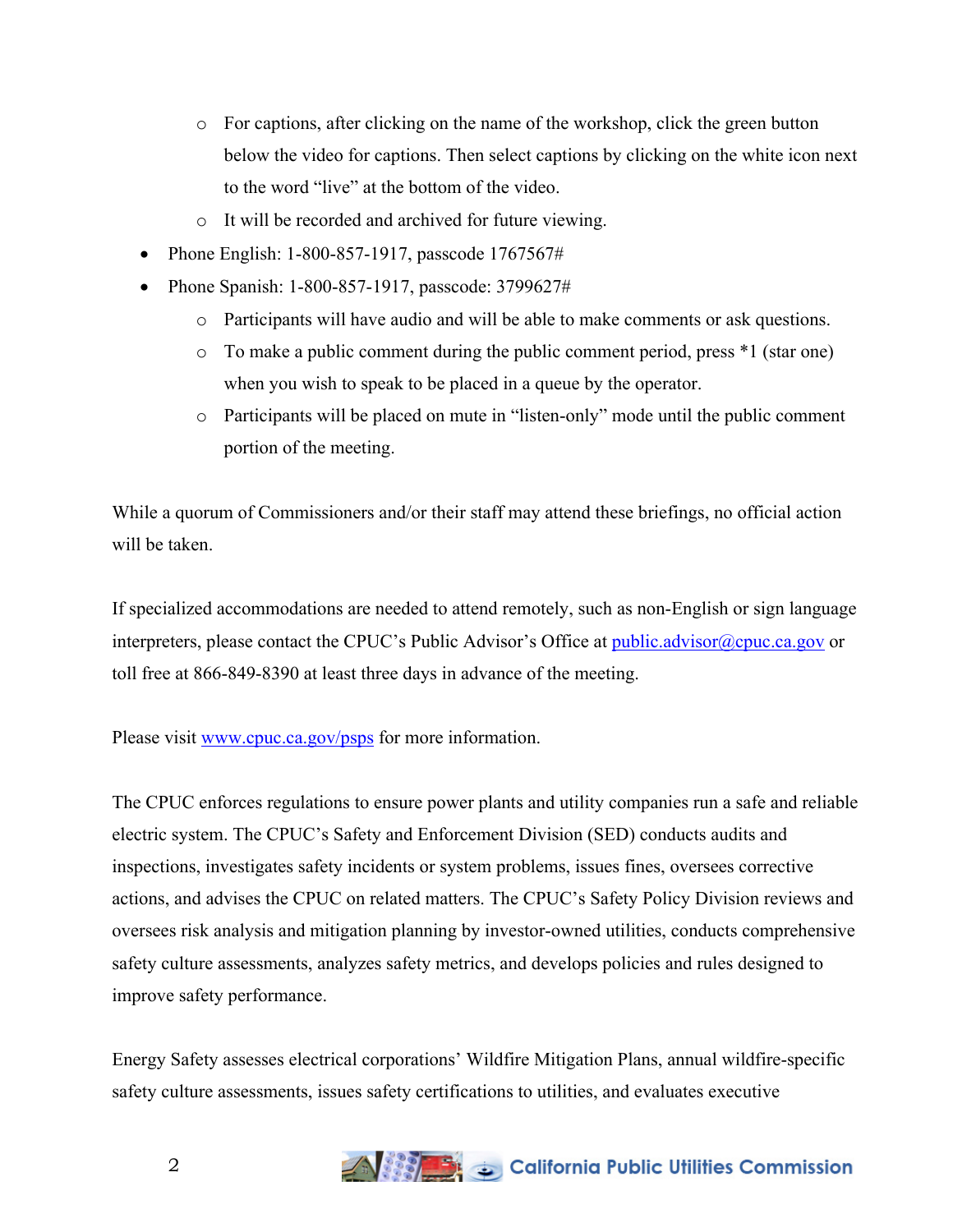- For captions, after clicking on the name of the workshop, click the green button below the video for captions. Then select captions by clicking on the white icon next to the word "live" at the bottom of the video.
    - It will be recorded and archived for future viewing.
- Phone English: 1-800-857-1917, passcode 1767567#
- Phone Spanish: 1-800-857-1917, passcode: 3799627#
    - Participants will have audio and will be able to make comments or ask questions.
    - To make a public comment during the public comment period, press *1 (star one) when you wish to speak to be placed in a queue by the operator.
    - Participants will be placed on mute in "listen-only" mode until the public comment portion of the meeting.

While a quorum of Commissioners and/or their staff may attend these briefings, no official action will be taken.

If specialized accommodations are needed to attend remotely, such as non-English or sign language interpreters, please contact the CPUC's Public Advisor's Office at public.advisor@cpuc.ca.gov or toll free at 866-849-8390 at least three days in advance of the meeting.

Please visit www.cpuc.ca.gov/psps for more information.

The CPUC enforces regulations to ensure power plants and utility companies run a safe and reliable electric system. The CPUC's Safety and Enforcement Division (SED) conducts audits and inspections, investigates safety incidents or system problems, issues fines, oversees corrective actions, and advises the CPUC on related matters. The CPUC's Safety Policy Division reviews and oversees risk analysis and mitigation planning by investor-owned utilities, conducts comprehensive safety culture assessments, analyzes safety metrics, and develops policies and rules designed to improve safety performance.

Energy Safety assesses electrical corporations' Wildfire Mitigation Plans, annual wildfire-specific safety culture assessments, issues safety certifications to utilities, and evaluates executive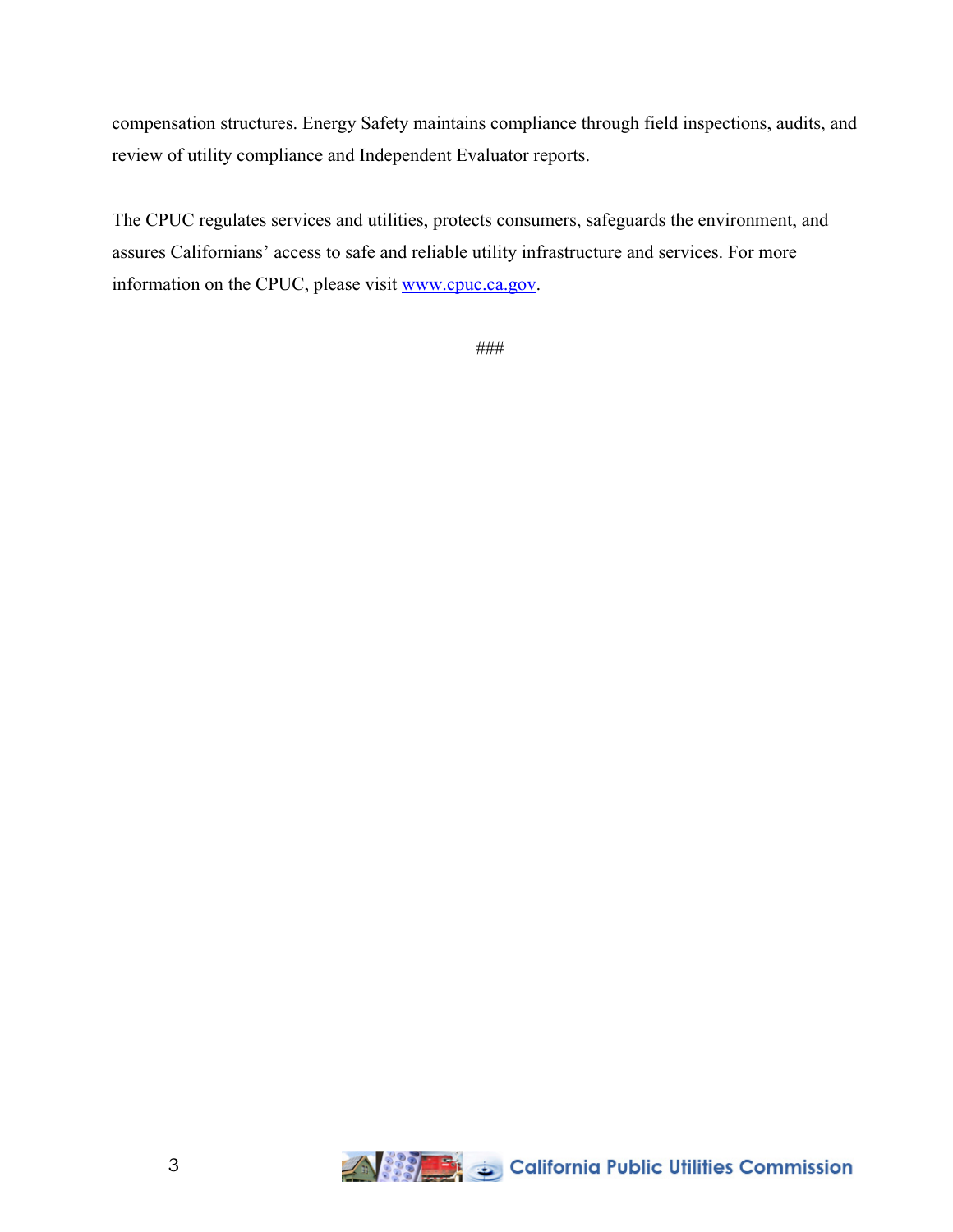compensation structures. Energy Safety maintains compliance through field inspections, audits, and review of utility compliance and Independent Evaluator reports.

The CPUC regulates services and utilities, protects consumers, safeguards the environment, and assures Californians' access to safe and reliable utility infrastructure and services. For more information on the CPUC, please visit www.cpuc.ca.gov.

###